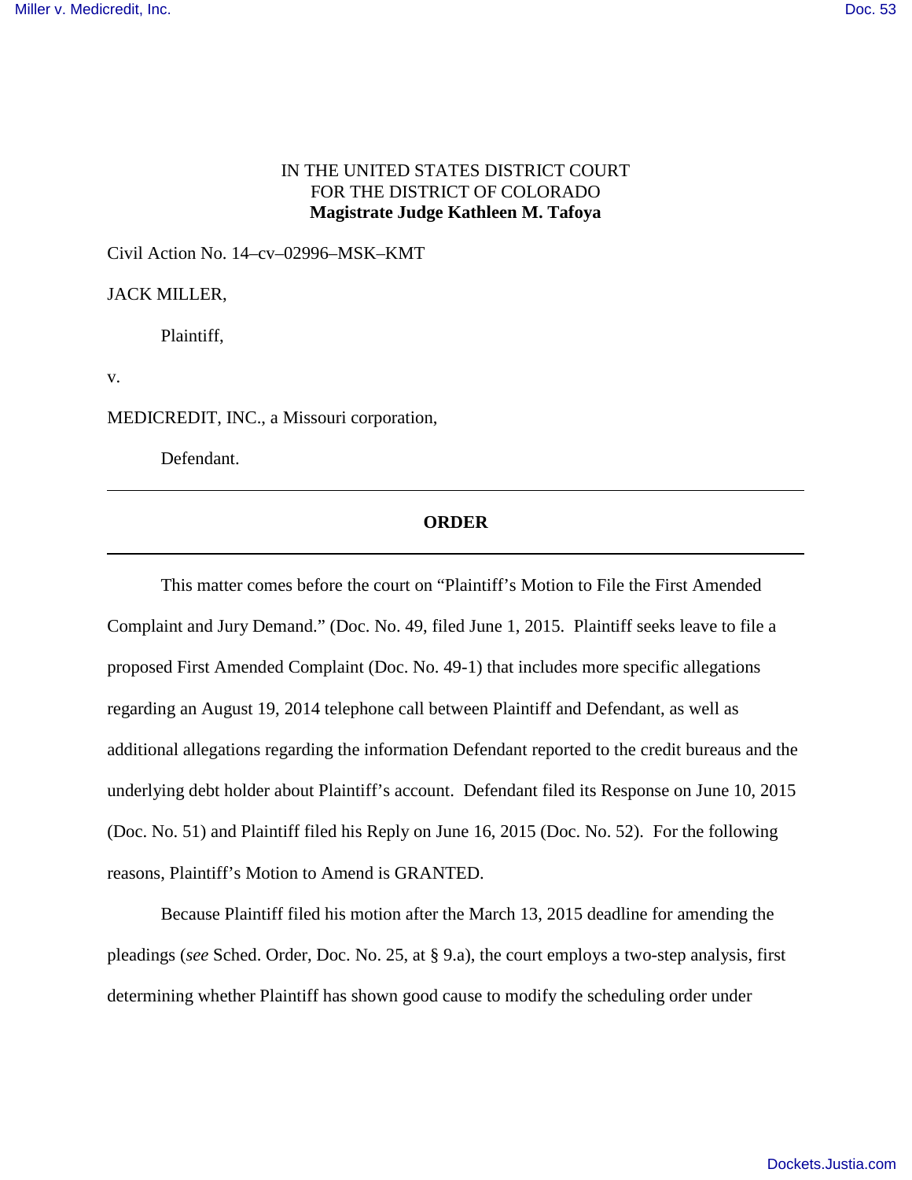IN THE UNITED STATES DISTRICT COURT
FOR THE DISTRICT OF COLORADO
**Magistrate Judge Kathleen M. Tafoya**

Civil Action No. 14–cv–02996–MSK–KMT

JACK MILLER,

Plaintiff,

v.

MEDICREDIT, INC., a Missouri corporation,

Defendant.

---

**ORDER**

---

This matter comes before the court on "Plaintiff's Motion to File the First Amended Complaint and Jury Demand." (Doc. No. 49, filed June 1, 2015. Plaintiff seeks leave to file a proposed First Amended Complaint (Doc. No. 49-1) that includes more specific allegations regarding an August 19, 2014 telephone call between Plaintiff and Defendant, as well as additional allegations regarding the information Defendant reported to the credit bureaus and the underlying debt holder about Plaintiff's account. Defendant filed its Response on June 10, 2015 (Doc. No. 51) and Plaintiff filed his Reply on June 16, 2015 (Doc. No. 52). For the following reasons, Plaintiff's Motion to Amend is GRANTED.

Because Plaintiff filed his motion after the March 13, 2015 deadline for amending the pleadings (*see* Sched. Order, Doc. No. 25, at § 9.a), the court employs a two-step analysis, first determining whether Plaintiff has shown good cause to modify the scheduling order under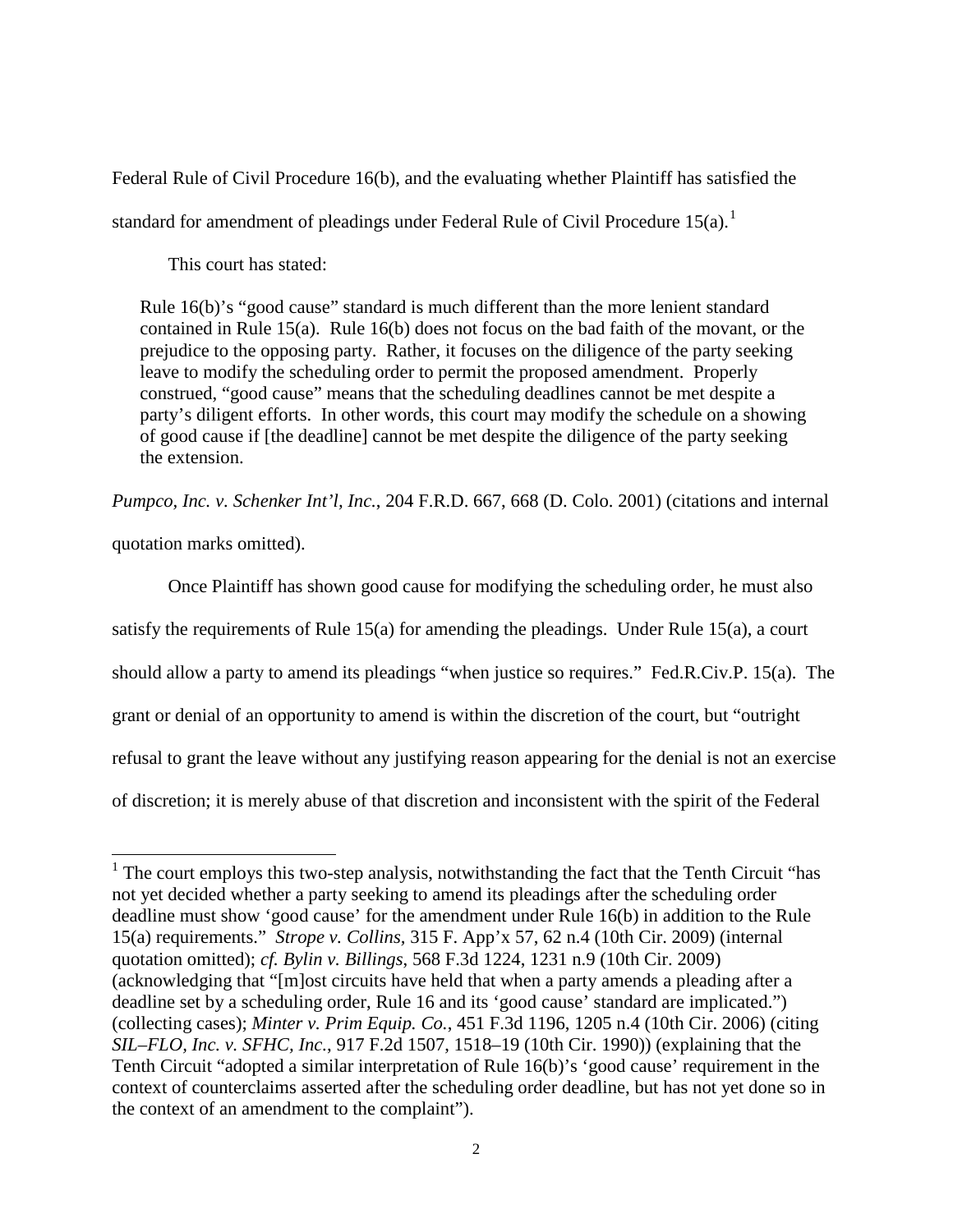Federal Rule of Civil Procedure 16(b), and the evaluating whether Plaintiff has satisfied the standard for amendment of pleadings under Federal Rule of Civil Procedure 15(a).[1]

This court has stated:

> Rule 16(b)'s "good cause" standard is much different than the more lenient standard contained in Rule 15(a). Rule 16(b) does not focus on the bad faith of the movant, or the prejudice to the opposing party. Rather, it focuses on the diligence of the party seeking leave to modify the scheduling order to permit the proposed amendment. Properly construed, "good cause" means that the scheduling deadlines cannot be met despite a party's diligent efforts. In other words, this court may modify the schedule on a showing of good cause if [the deadline] cannot be met despite the diligence of the party seeking the extension.

*Pumpco, Inc. v. Schenker Int'l, Inc.*, 204 F.R.D. 667, 668 (D. Colo. 2001) (citations and internal quotation marks omitted).

Once Plaintiff has shown good cause for modifying the scheduling order, he must also satisfy the requirements of Rule 15(a) for amending the pleadings. Under Rule 15(a), a court should allow a party to amend its pleadings "when justice so requires." Fed.R.Civ.P. 15(a). The grant or denial of an opportunity to amend is within the discretion of the court, but "outright refusal to grant the leave without any justifying reason appearing for the denial is not an exercise of discretion; it is merely abuse of that discretion and inconsistent with the spirit of the Federal

---

[1] The court employs this two-step analysis, notwithstanding the fact that the Tenth Circuit "has not yet decided whether a party seeking to amend its pleadings after the scheduling order deadline must show 'good cause' for the amendment under Rule 16(b) in addition to the Rule 15(a) requirements." *Strope v. Collins*, 315 F. App'x 57, 62 n.4 (10th Cir. 2009) (internal quotation omitted); *cf. Bylin v. Billings*, 568 F.3d 1224, 1231 n.9 (10th Cir. 2009) (acknowledging that "[m]ost circuits have held that when a party amends a pleading after a deadline set by a scheduling order, Rule 16 and its 'good cause' standard are implicated.") (collecting cases); *Minter v. Prim Equip. Co.*, 451 F.3d 1196, 1205 n.4 (10th Cir. 2006) (citing *SIL–FLO, Inc. v. SFHC, Inc.*, 917 F.2d 1507, 1518–19 (10th Cir. 1990)) (explaining that the Tenth Circuit "adopted a similar interpretation of Rule 16(b)'s 'good cause' requirement in the context of counterclaims asserted after the scheduling order deadline, but has not yet done so in the context of an amendment to the complaint").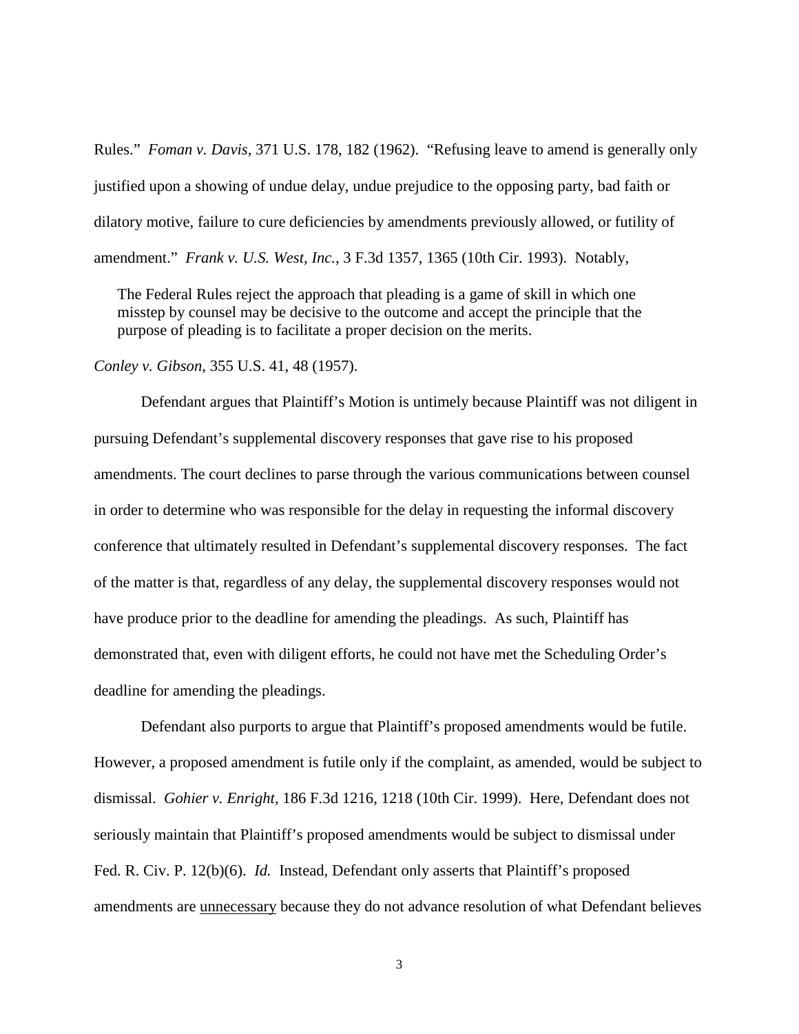Rules." *Foman v. Davis*, 371 U.S. 178, 182 (1962). "Refusing leave to amend is generally only justified upon a showing of undue delay, undue prejudice to the opposing party, bad faith or dilatory motive, failure to cure deficiencies by amendments previously allowed, or futility of amendment." *Frank v. U.S. West, Inc.*, 3 F.3d 1357, 1365 (10th Cir. 1993). Notably,

> The Federal Rules reject the approach that pleading is a game of skill in which one misstep by counsel may be decisive to the outcome and accept the principle that the purpose of pleading is to facilitate a proper decision on the merits.

*Conley v. Gibson*, 355 U.S. 41, 48 (1957).

Defendant argues that Plaintiff's Motion is untimely because Plaintiff was not diligent in pursuing Defendant's supplemental discovery responses that gave rise to his proposed amendments. The court declines to parse through the various communications between counsel in order to determine who was responsible for the delay in requesting the informal discovery conference that ultimately resulted in Defendant's supplemental discovery responses. The fact of the matter is that, regardless of any delay, the supplemental discovery responses would not have produce prior to the deadline for amending the pleadings. As such, Plaintiff has demonstrated that, even with diligent efforts, he could not have met the Scheduling Order's deadline for amending the pleadings.

Defendant also purports to argue that Plaintiff's proposed amendments would be futile. However, a proposed amendment is futile only if the complaint, as amended, would be subject to dismissal. *Gohier v. Enright*, 186 F.3d 1216, 1218 (10th Cir. 1999). Here, Defendant does not seriously maintain that Plaintiff's proposed amendments would be subject to dismissal under Fed. R. Civ. P. 12(b)(6). *Id.* Instead, Defendant only asserts that Plaintiff's proposed amendments are <u>unnecessary</u> because they do not advance resolution of what Defendant believes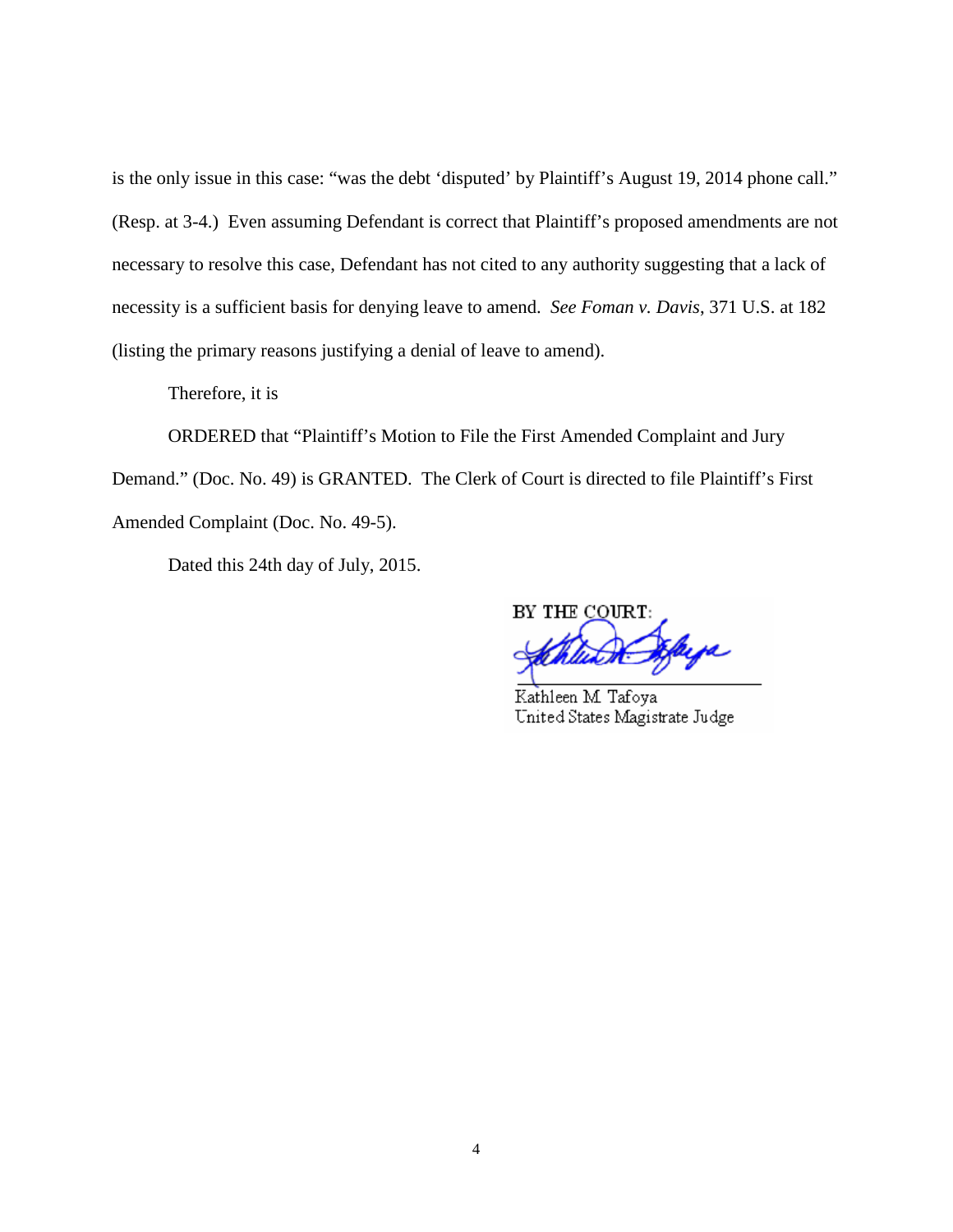is the only issue in this case: "was the debt 'disputed' by Plaintiff's August 19, 2014 phone call." (Resp. at 3-4.) Even assuming Defendant is correct that Plaintiff's proposed amendments are not necessary to resolve this case, Defendant has not cited to any authority suggesting that a lack of necessity is a sufficient basis for denying leave to amend. *See Foman v. Davis*, 371 U.S. at 182 (listing the primary reasons justifying a denial of leave to amend).

Therefore, it is

ORDERED that "Plaintiff's Motion to File the First Amended Complaint and Jury Demand." (Doc. No. 49) is GRANTED. The Clerk of Court is directed to file Plaintiff's First Amended Complaint (Doc. No. 49-5).

Dated this 24th day of July, 2015.

BY THE COURT:

Kathleen M. Tafoya
United States Magistrate Judge